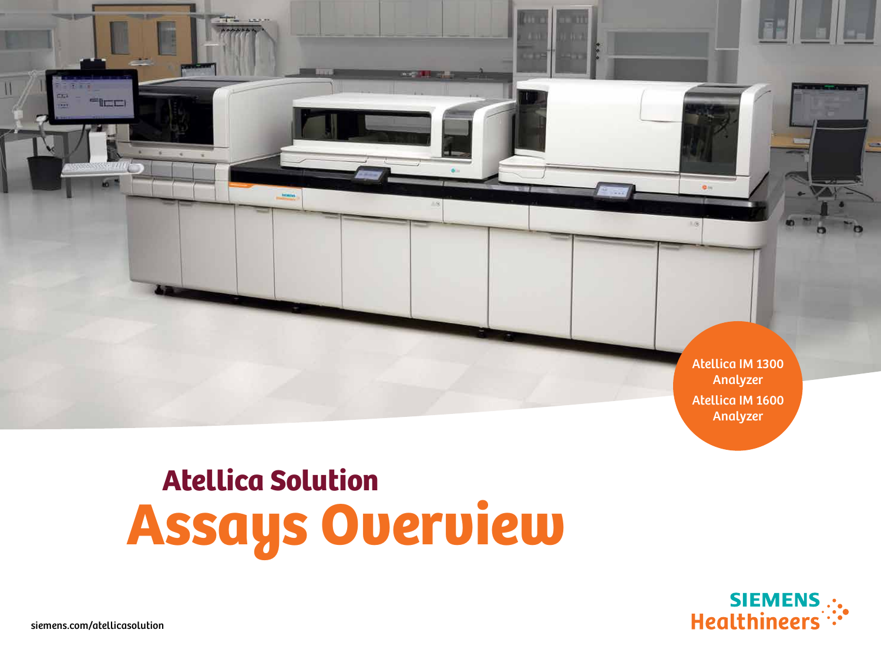Atellica IM 1300 Analyzer

Atellica IM 1600 Analyzer

## Atellica Solution

# Assays Overview

siemens.com/atellicasolution

SIEMENS Healthineers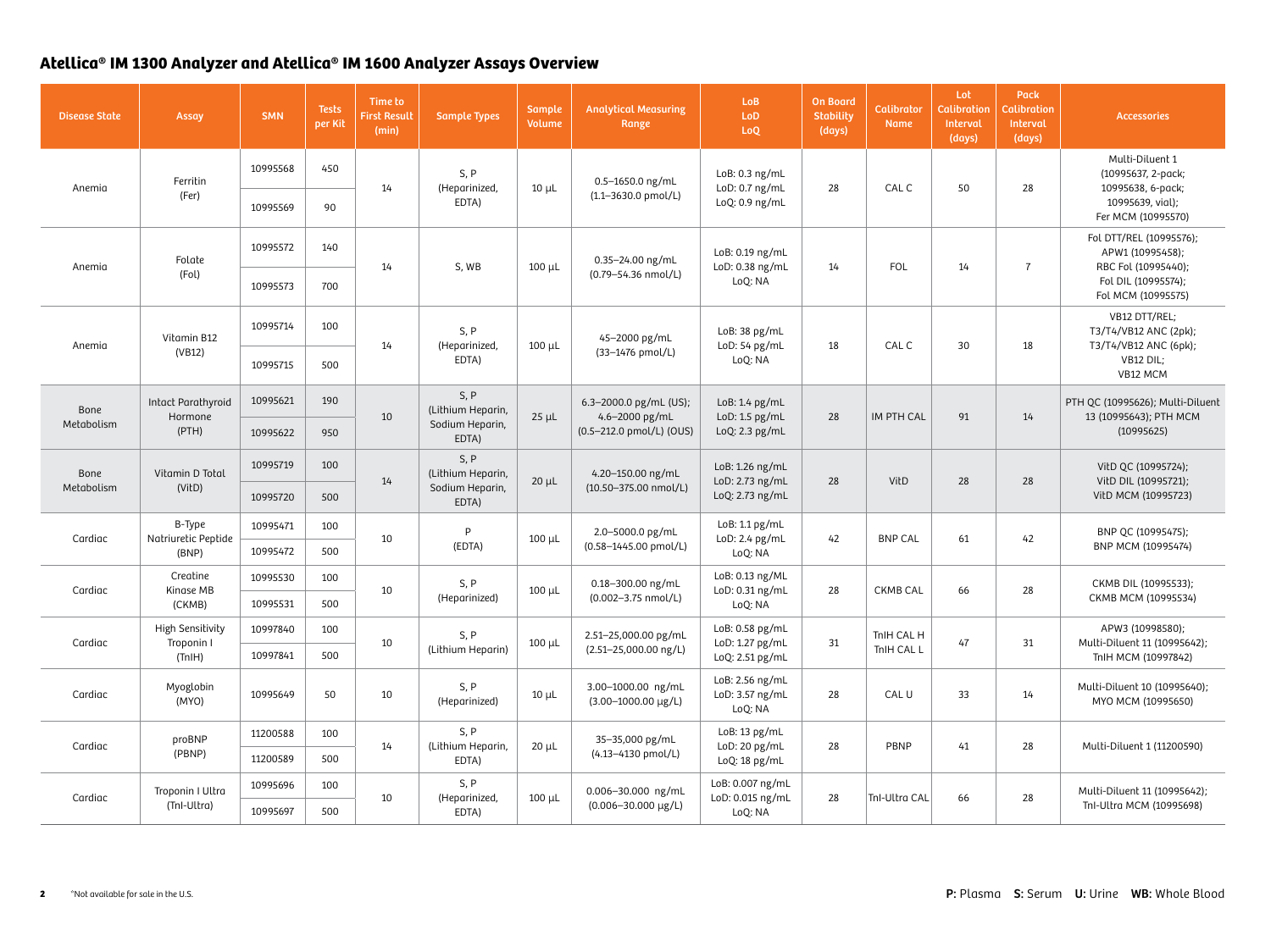## Atellica® IM 1300 Analyzer and Atellica® IM 1600 Analyzer Assays Overview

| Disease State | Assay | SMN | Tests per Kit | Time to First Result (min) | Sample Types | Sample Volume | Analytical Measuring Range | LoB LoD LoQ | On Board Stability (days) | Calibrator Name | Lot Calibration Interval (days) | Pack Calibration Interval (days) | Accessories |
|---|---|---|---|---|---|---|---|---|---|---|---|---|---|
| Anemia | Ferritin (Fer) | 10995568 | 450 | 14 | S, P (Heparinized, EDTA) | 10 µL | 0.5–1650.0 ng/mL (1.1–3630.0 pmol/L) | LoB: 0.3 ng/mL LoD: 0.7 ng/mL LoQ: 0.9 ng/mL | 28 | CAL C | 50 | 28 | Multi-Diluent 1 (10995637, 2-pack; 10995638, 6-pack; 10995639, vial); Fer MCM (10995570) |
| | | 10995569 | 90 | | | | | | | | | | |
| Anemia | Folate (Fol) | 10995572 | 140 | 14 | S, WB | 100 µL | 0.35–24.00 ng/mL (0.79–54.36 nmol/L) | LoB: 0.19 ng/mL LoD: 0.38 ng/mL LoQ: NA | 14 | FOL | 14 | 7 | Fol DTT/REL (10995576); APW1 (10995458); RBC Fol (10995440); Fol DIL (10995574); Fol MCM (10995575) |
| | | 10995573 | 700 | | | | | | | | | | |
| Anemia | Vitamin B12 (VB12) | 10995714 | 100 | 14 | S, P (Heparinized, EDTA) | 100 µL | 45–2000 pg/mL (33–1476 pmol/L) | LoB: 38 pg/mL LoD: 54 pg/mL LoQ: NA | 18 | CAL C | 30 | 18 | VB12 DTT/REL; T3/T4/VB12 ANC (2pk); T3/T4/VB12 ANC (6pk); VB12 DIL; VB12 MCM |
| | | 10995715 | 500 | | | | | | | | | | |
| Bone Metabolism | Intact Parathyroid Hormone (PTH) | 10995621 | 190 | 10 | S, P (Lithium Heparin, Sodium Heparin, EDTA) | 25 µL | 6.3–2000.0 pg/mL (US); 4.6–2000 pg/mL (0.5–212.0 pmol/L) (OUS) | LoB: 1.4 pg/mL LoD: 1.5 pg/mL LoQ: 2.3 pg/mL | 28 | IM PTH CAL | 91 | 14 | PTH QC (10995626); Multi-Diluent 13 (10995643); PTH MCM (10995625) |
| | | 10995622 | 950 | | | | | | | | | | |
| Bone Metabolism | Vitamin D Total (VitD) | 10995719 | 100 | 14 | S, P (Lithium Heparin, Sodium Heparin, EDTA) | 20 µL | 4.20–150.00 ng/mL (10.50–375.00 nmol/L) | LoB: 1.26 ng/mL LoD: 2.73 ng/mL LoQ: 2.73 ng/mL | 28 | VitD | 28 | 28 | VitD QC (10995724); VitD DIL (10995721); VitD MCM (10995723) |
| | | 10995720 | 500 | | | | | | | | | | |
| Cardiac | B-Type Natriuretic Peptide (BNP) | 10995471 | 100 | 10 | P (EDTA) | 100 µL | 2.0–5000.0 pg/mL (0.58–1445.00 pmol/L) | LoB: 1.1 pg/mL LoD: 2.4 pg/mL LoQ: NA | 42 | BNP CAL | 61 | 42 | BNP QC (10995475); BNP MCM (10995474) |
| | | 10995472 | 500 | | | | | | | | | | |
| Cardiac | Creatine Kinase MB (CKMB) | 10995530 | 100 | 10 | S, P (Heparinized) | 100 µL | 0.18–300.00 ng/mL (0.002–3.75 nmol/L) | LoB: 0.13 ng/ML LoD: 0.31 ng/mL LoQ: NA | 28 | CKMB CAL | 66 | 28 | CKMB DIL (10995533); CKMB MCM (10995534) |
| | | 10995531 | 500 | | | | | | | | | | |
| Cardiac | High Sensitivity Troponin I (TnIH) | 10997840 | 100 | 10 | S, P (Lithium Heparin) | 100 µL | 2.51–25,000.00 pg/mL (2.51–25,000.00 ng/L) | LoB: 0.58 pg/mL LoD: 1.27 pg/mL LoQ: 2.51 pg/mL | 31 | TnIH CAL H TnIH CAL L | 47 | 31 | APW3 (10998580); Multi-Diluent 11 (10995642); TnIH MCM (10997842) |
| | | 10997841 | 500 | | | | | | | | | | |
| Cardiac | Myoglobin (MYO) | 10995649 | 50 | 10 | S, P (Heparinized) | 10 µL | 3.00–1000.00 ng/mL (3.00–1000.00 µg/L) | LoB: 2.56 ng/mL LoD: 3.57 ng/mL LoQ: NA | 28 | CAL U | 33 | 14 | Multi-Diluent 10 (10995640); MYO MCM (10995650) |
| Cardiac | proBNP (PBNP) | 11200588 | 100 | 14 | S, P (Lithium Heparin, EDTA) | 20 µL | 35–35,000 pg/mL (4.13–4130 pmol/L) | LoB: 13 pg/mL LoD: 20 pg/mL LoQ: 18 pg/mL | 28 | PBNP | 41 | 28 | Multi-Diluent 1 (11200590) |
| | | 11200589 | 500 | | | | | | | | | | |
| Cardiac | Troponin I Ultra (TnI-Ultra) | 10995696 | 100 | 10 | S, P (Heparinized, EDTA) | 100 µL | 0.006–30.000 ng/mL (0.006–30.000 µg/L) | LoB: 0.007 ng/mL LoD: 0.015 ng/mL LoQ: NA | 28 | TnI-Ultra CAL | 66 | 28 | Multi-Diluent 11 (10995642); TnI-Ultra MCM (10995698) |
| | | 10995697 | 500 | | | | | | | | | | |

*Not available for sale in the U.S.

**P:** Plasma **S:** Serum **U:** Urine **WB:** Whole Blood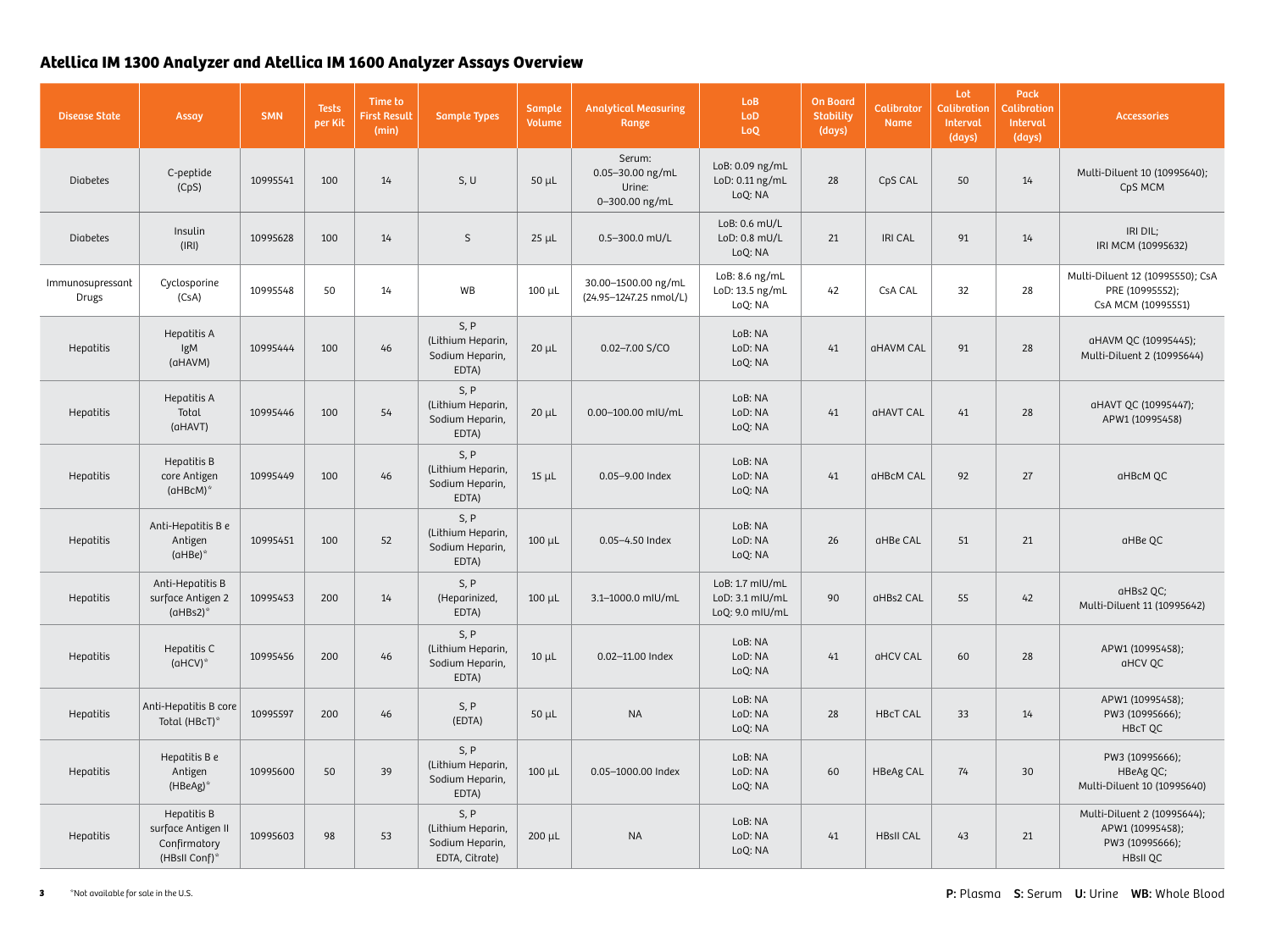# Atellica IM 1300 Analyzer and Atellica IM 1600 Analyzer Assays Overview

| Disease State | Assay | SMN | Tests per Kit | Time to First Result (min) | Sample Types | Sample Volume | Analytical Measuring Range | LoB LoD LoQ | On Board Stability (days) | Calibrator Name | Lot Calibration Interval (days) | Pack Calibration Interval (days) | Accessories |
|---|---|---|---|---|---|---|---|---|---|---|---|---|---|
| Diabetes | C-peptide (CpS) | 10995541 | 100 | 14 | S, U | 50 µL | Serum: 0.05–30.00 ng/mL Urine: 0–300.00 ng/mL | LoB: 0.09 ng/mL LoD: 0.11 ng/mL LoQ: NA | 28 | CpS CAL | 50 | 14 | Multi-Diluent 10 (10995640); CpS MCM |
| Diabetes | Insulin (IRI) | 10995628 | 100 | 14 | S | 25 µL | 0.5–300.0 mU/L | LoB: 0.6 mU/L LoD: 0.8 mU/L LoQ: NA | 21 | IRI CAL | 91 | 14 | IRI DIL; IRI MCM (10995632) |
| Immunosupressant Drugs | Cyclosporine (CsA) | 10995548 | 50 | 14 | WB | 100 µL | 30.00–1500.00 ng/mL (24.95–1247.25 nmol/L) | LoB: 8.6 ng/mL LoD: 13.5 ng/mL LoQ: NA | 42 | CsA CAL | 32 | 28 | Multi-Diluent 12 (10995550); CsA PRE (10995552); CsA MCM (10995551) |
| Hepatitis | Hepatitis A IgM (aHAVM) | 10995444 | 100 | 46 | S, P (Lithium Heparin, Sodium Heparin, EDTA) | 20 µL | 0.02–7.00 S/CO | LoB: NA LoD: NA LoQ: NA | 41 | aHAVM CAL | 91 | 28 | aHAVM QC (10995445); Multi-Diluent 2 (10995644) |
| Hepatitis | Hepatitis A Total (aHAVT) | 10995446 | 100 | 54 | S, P (Lithium Heparin, Sodium Heparin, EDTA) | 20 µL | 0.00–100.00 mIU/mL | LoB: NA LoD: NA LoQ: NA | 41 | aHAVT CAL | 41 | 28 | aHAVT QC (10995447); APW1 (10995458) |
| Hepatitis | Hepatitis B core Antigen (aHBcM)* | 10995449 | 100 | 46 | S, P (Lithium Heparin, Sodium Heparin, EDTA) | 15 µL | 0.05–9.00 Index | LoB: NA LoD: NA LoQ: NA | 41 | aHBcM CAL | 92 | 27 | aHBcM QC |
| Hepatitis | Anti-Hepatitis B e Antigen (aHBe)* | 10995451 | 100 | 52 | S, P (Lithium Heparin, Sodium Heparin, EDTA) | 100 µL | 0.05–4.50 Index | LoB: NA LoD: NA LoQ: NA | 26 | aHBe CAL | 51 | 21 | aHBe QC |
| Hepatitis | Anti-Hepatitis B surface Antigen 2 (aHBs2)* | 10995453 | 200 | 14 | S, P (Heparinized, EDTA) | 100 µL | 3.1–1000.0 mIU/mL | LoB: 1.7 mIU/mL LoD: 3.1 mIU/mL LoQ: 9.0 mIU/mL | 90 | aHBs2 CAL | 55 | 42 | aHBs2 QC; Multi-Diluent 11 (10995642) |
| Hepatitis | Hepatitis C (aHCV)* | 10995456 | 200 | 46 | S, P (Lithium Heparin, Sodium Heparin, EDTA) | 10 µL | 0.02–11.00 Index | LoB: NA LoD: NA LoQ: NA | 41 | aHCV CAL | 60 | 28 | APW1 (10995458); aHCV QC |
| Hepatitis | Anti-Hepatitis B core Total (HBcT)* | 10995597 | 200 | 46 | S, P (EDTA) | 50 µL | NA | LoB: NA LoD: NA LoQ: NA | 28 | HBcT CAL | 33 | 14 | APW1 (10995458); PW3 (10995666); HBcT QC |
| Hepatitis | Hepatitis B e Antigen (HBeAg)* | 10995600 | 50 | 39 | S, P (Lithium Heparin, Sodium Heparin, EDTA) | 100 µL | 0.05–1000.00 Index | LoB: NA LoD: NA LoQ: NA | 60 | HBeAg CAL | 74 | 30 | PW3 (10995666); HBeAg QC; Multi-Diluent 10 (10995640) |
| Hepatitis | Hepatitis B surface Antigen II Confirmatory (HBsII Conf)* | 10995603 | 98 | 53 | S, P (Lithium Heparin, Sodium Heparin, EDTA, Citrate) | 200 µL | NA | LoB: NA LoD: NA LoQ: NA | 41 | HBsII CAL | 43 | 21 | Multi-Diluent 2 (10995644); APW1 (10995458); PW3 (10995666); HBsII QC |

*Not available for sale in the U.S.

**P:** Plasma **S:** Serum **U:** Urine **WB:** Whole Blood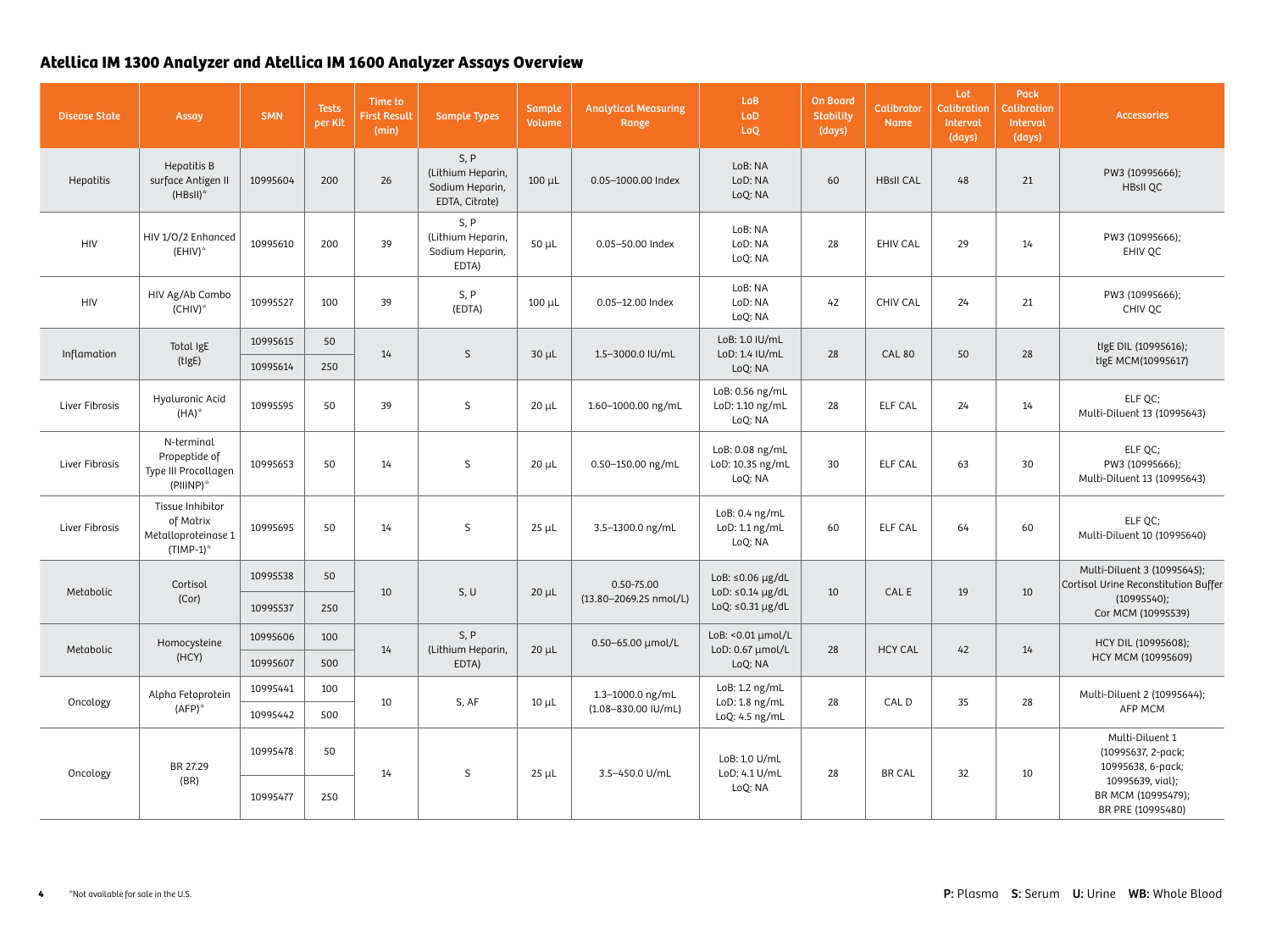## Atellica IM 1300 Analyzer and Atellica IM 1600 Analyzer Assays Overview

| Disease State | Assay | SMN | Tests per Kit | Time to First Result (min) | Sample Types | Sample Volume | Analytical Measuring Range | LoB LoD LoQ | On Board Stability (days) | Calibrator Name | Lot Calibration Interval (days) | Pack Calibration Interval (days) | Accessories |
|---|---|---|---|---|---|---|---|---|---|---|---|---|---|
| Hepatitis | Hepatitis B surface Antigen II (HBsII)* | 10995604 | 200 | 26 | S, P (Lithium Heparin, Sodium Heparin, EDTA, Citrate) | 100 µL | 0.05–1000.00 Index | LoB: NA LoD: NA LoQ: NA | 60 | HBsII CAL | 48 | 21 | PW3 (10995666); HBsII QC |
| HIV | HIV 1/O/2 Enhanced (EHIV)* | 10995610 | 200 | 39 | S, P (Lithium Heparin, Sodium Heparin, EDTA) | 50 µL | 0.05–50.00 Index | LoB: NA LoD: NA LoQ: NA | 28 | EHIV CAL | 29 | 14 | PW3 (10995666); EHIV QC |
| HIV | HIV Ag/Ab Combo (CHIV)* | 10995527 | 100 | 39 | S, P (EDTA) | 100 µL | 0.05–12.00 Index | LoB: NA LoD: NA LoQ: NA | 42 | CHIV CAL | 24 | 21 | PW3 (10995666); CHIV QC |
| Inflamation | Total IgE (tIgE) | 10995615 | 50 | 14 | S | 30 µL | 1.5–3000.0 IU/mL | LoB: 1.0 IU/mL LoD: 1.4 IU/mL LoQ: NA | 28 | CAL 80 | 50 | 28 | tIgE DIL (10995616); tIgE MCM(10995617) |
| | | 10995614 | 250 | | | | | | | | | | |
| Liver Fibrosis | Hyaluronic Acid (HA)* | 10995595 | 50 | 39 | S | 20 µL | 1.60–1000.00 ng/mL | LoB: 0.56 ng/mL LoD: 1.10 ng/mL LoQ: NA | 28 | ELF CAL | 24 | 14 | ELF QC; Multi-Diluent 13 (10995643) |
| Liver Fibrosis | N-terminal Propeptide of Type III Procollagen (PIIINP)* | 10995653 | 50 | 14 | S | 20 µL | 0.50–150.00 ng/mL | LoB: 0.08 ng/mL LoD: 10.35 ng/mL LoQ: NA | 30 | ELF CAL | 63 | 30 | ELF QC; PW3 (10995666); Multi-Diluent 13 (10995643) |
| Liver Fibrosis | Tissue Inhibitor of Matrix Metalloproteinase 1 (TIMP-1)* | 10995695 | 50 | 14 | S | 25 µL | 3.5–1300.0 ng/mL | LoB: 0.4 ng/mL LoD: 1.1 ng/mL LoQ: NA | 60 | ELF CAL | 64 | 60 | ELF QC; Multi-Diluent 10 (10995640) |
| Metabolic | Cortisol (Cor) | 10995538 | 50 | 10 | S, U | 20 µL | 0.50-75.00 (13.80–2069.25 nmol/L) | LoB: ≤0.06 µg/dL LoD: ≤0.14 µg/dL LoQ: ≤0.31 µg/dL | 10 | CAL E | 19 | 10 | Multi-Diluent 3 (10995645); Cortisol Urine Reconstitution Buffer (10995540); Cor MCM (10995539) |
| | | 10995537 | 250 | | | | | | | | | | |
| Metabolic | Homocysteine (HCY) | 10995606 | 100 | 14 | S, P (Lithium Heparin, EDTA) | 20 µL | 0.50–65.00 µmol/L | LoB: <0.01 µmol/L LoD: 0.67 µmol/L LoQ: NA | 28 | HCY CAL | 42 | 14 | HCY DIL (10995608); HCY MCM (10995609) |
| | | 10995607 | 500 | | | | | | | | | | |
| Oncology | Alpha Fetoprotein (AFP)* | 10995441 | 100 | 10 | S, AF | 10 µL | 1.3–1000.0 ng/mL (1.08–830.00 IU/mL) | LoB: 1.2 ng/mL LoD: 1.8 ng/mL LoQ: 4.5 ng/mL | 28 | CAL D | 35 | 28 | Multi-Diluent 2 (10995644); AFP MCM |
| | | 10995442 | 500 | | | | | | | | | | |
| Oncology | BR 27.29 (BR) | 10995478 | 50 | 14 | S | 25 µL | 3.5–450.0 U/mL | LoB: 1.0 U/mL LoD: 4.1 U/mL LoQ: NA | 28 | BR CAL | 32 | 10 | Multi-Diluent 1 (10995637, 2-pack; 10995638, 6-pack; 10995639, vial); BR MCM (10995479); BR PRE (10995480) |
| | | 10995477 | 250 | | | | | | | | | | |

*Not available for sale in the U.S.

**P:** Plasma **S:** Serum **U:** Urine **WB:** Whole Blood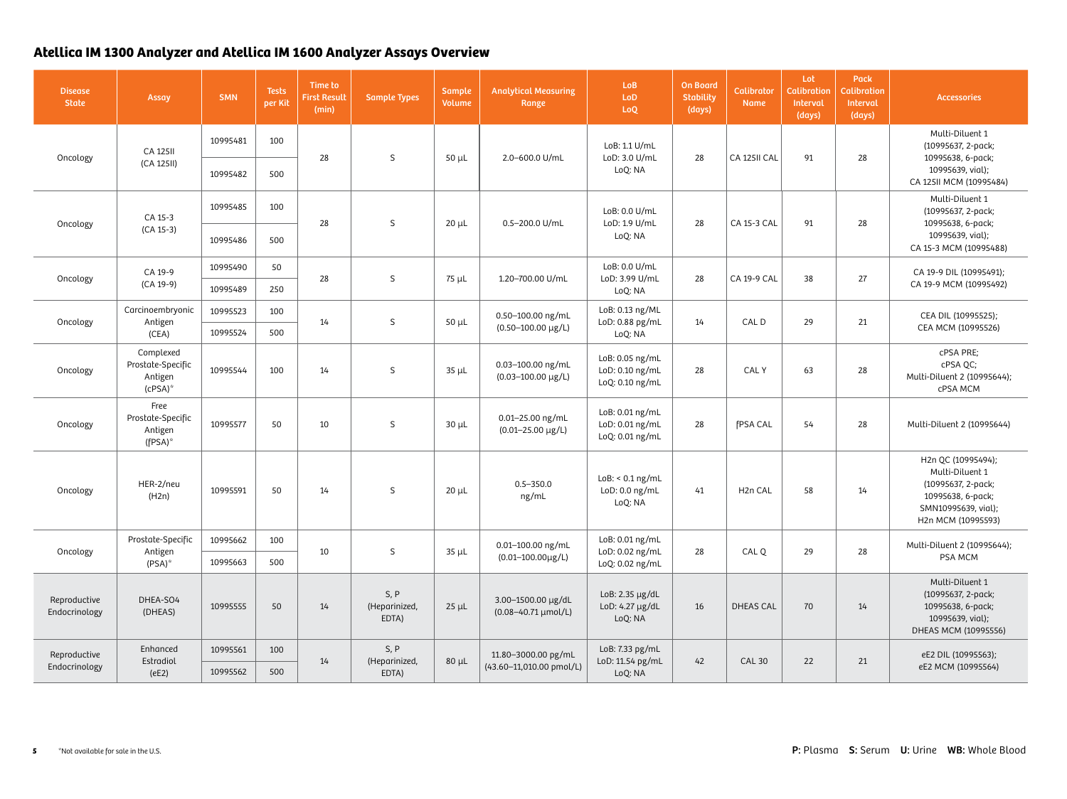## Atellica IM 1300 Analyzer and Atellica IM 1600 Analyzer Assays Overview

| Disease State | Assay | SMN | Tests per Kit | Time to First Result (min) | Sample Types | Sample Volume | Analytical Measuring Range | LoB LoD LoQ | On Board Stability (days) | Calibrator Name | Lot Calibration Interval (days) | Pack Calibration Interval (days) | Accessories |
|---|---|---|---|---|---|---|---|---|---|---|---|---|---|
| Oncology | CA 125II (CA 125II) | 10995481 | 100 | 28 | S | 50 µL | 2.0–600.0 U/mL | LoB: 1.1 U/mL LoD: 3.0 U/mL LoQ: NA | 28 | CA 125II CAL | 91 | 28 | Multi-Diluent 1 (10995637, 2-pack; 10995638, 6-pack; 10995639, vial); CA 125II MCM (10995484) |
| | | 10995482 | 500 | | | | | | | | | | |
| Oncology | CA 15-3 (CA 15-3) | 10995485 | 100 | 28 | S | 20 µL | 0.5–200.0 U/mL | LoB: 0.0 U/mL LoD: 1.9 U/mL LoQ: NA | 28 | CA 15-3 CAL | 91 | 28 | Multi-Diluent 1 (10995637, 2-pack; 10995638, 6-pack; 10995639, vial); CA 15-3 MCM (10995488) |
| | | 10995486 | 500 | | | | | | | | | | |
| Oncology | CA 19-9 (CA 19-9) | 10995490 | 50 | 28 | S | 75 µL | 1.20–700.00 U/mL | LoB: 0.0 U/mL LoD: 3.99 U/mL LoQ: NA | 28 | CA 19-9 CAL | 38 | 27 | CA 19-9 DIL (10995491); CA 19-9 MCM (10995492) |
| | | 10995489 | 250 | | | | | | | | | | |
| Oncology | Carcinoembryonic Antigen (CEA) | 10995523 | 100 | 14 | S | 50 µL | 0.50–100.00 ng/mL (0.50–100.00 µg/L) | LoB: 0.13 ng/ML LoD: 0.88 pg/mL LoQ: NA | 14 | CAL D | 29 | 21 | CEA DIL (10995525); CEA MCM (10995526) |
| | | 10995524 | 500 | | | | | | | | | | |
| Oncology | Complexed Prostate-Specific Antigen (cPSA)* | 10995544 | 100 | 14 | S | 35 µL | 0.03–100.00 ng/mL (0.03–100.00 µg/L) | LoB: 0.05 ng/mL LoD: 0.10 ng/mL LoQ: 0.10 ng/mL | 28 | CAL Y | 63 | 28 | cPSA PRE; cPSA QC; Multi-Diluent 2 (10995644); cPSA MCM |
| Oncology | Free Prostate-Specific Antigen (fPSA)* | 10995577 | 50 | 10 | S | 30 µL | 0.01–25.00 ng/mL (0.01–25.00 µg/L) | LoB: 0.01 ng/mL LoD: 0.01 ng/mL LoQ: 0.01 ng/mL | 28 | fPSA CAL | 54 | 28 | Multi-Diluent 2 (10995644) |
| Oncology | HER-2/neu (H2n) | 10995591 | 50 | 14 | S | 20 µL | 0.5–350.0 ng/mL | LoB: < 0.1 ng/mL LoD: 0.0 ng/mL LoQ: NA | 41 | H2n CAL | 58 | 14 | H2n QC (10995494); Multi-Diluent 1 (10995637, 2-pack; 10995638, 6-pack; SMN10995639, vial); H2n MCM (10995593) |
| Oncology | Prostate-Specific Antigen (PSA)* | 10995662 | 100 | 10 | S | 35 µL | 0.01–100.00 ng/mL (0.01–100.00µg/L) | LoB: 0.01 ng/mL LoD: 0.02 ng/mL LoQ: 0.02 ng/mL | 28 | CAL Q | 29 | 28 | Multi-Diluent 2 (10995644); PSA MCM |
| | | 10995663 | 500 | | | | | | | | | | |
| Reproductive Endocrinology | DHEA-SO4 (DHEAS) | 10995555 | 50 | 14 | S, P (Heparinized, EDTA) | 25 µL | 3.00–1500.00 µg/dL (0.08–40.71 µmol/L) | LoB: 2.35 µg/dL LoD: 4.27 µg/dL LoQ: NA | 16 | DHEAS CAL | 70 | 14 | Multi-Diluent 1 (10995637, 2-pack; 10995638, 6-pack; 10995639, vial); DHEAS MCM (10995556) |
| Reproductive Endocrinology | Enhanced Estradiol (eE2) | 10995561 | 100 | 14 | S, P (Heparinized, EDTA) | 80 µL | 11.80–3000.00 pg/mL (43.60–11,010.00 pmol/L) | LoB: 7.33 pg/mL LoD: 11.54 pg/mL LoQ: NA | 42 | CAL 30 | 22 | 21 | eE2 DIL (10995563); eE2 MCM (10995564) |
| | | 10995562 | 500 | | | | | | | | | | |

*Not available for sale in the U.S.

**P:** Plasma **S:** Serum **U:** Urine **WB:** Whole Blood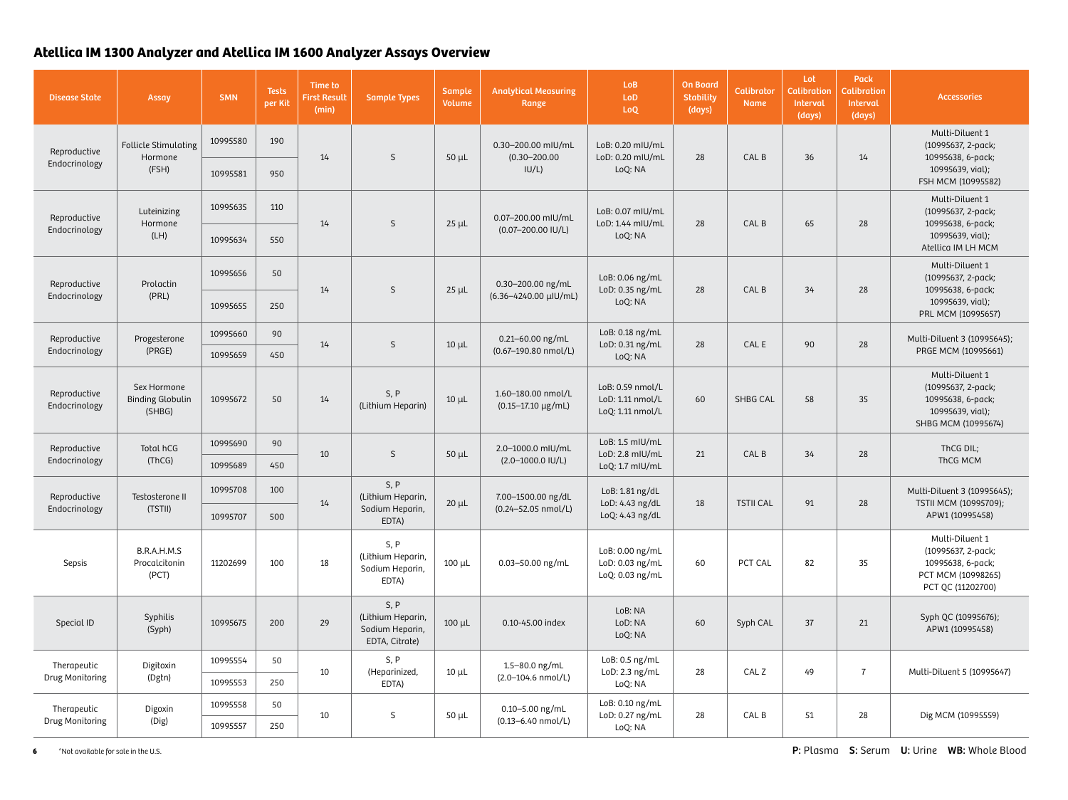## Atellica IM 1300 Analyzer and Atellica IM 1600 Analyzer Assays Overview

| Disease State | Assay | SMN | Tests per Kit | Time to First Result (min) | Sample Types | Sample Volume | Analytical Measuring Range | LoB LoD LoQ | On Board Stability (days) | Calibrator Name | Lot Calibration Interval (days) | Pack Calibration Interval (days) | Accessories |
|---|---|---|---|---|---|---|---|---|---|---|---|---|---|
| Reproductive Endocrinology | Follicle Stimulating Hormone (FSH) | 10995580 | 190 | 14 | S | 50 µL | 0.30–200.00 mIU/mL (0.30–200.00 IU/L) | LoB: 0.20 mIU/mL LoD: 0.20 mIU/mL LoQ: NA | 28 | CAL B | 36 | 14 | Multi-Diluent 1 (10995637, 2-pack; 10995638, 6-pack; 10995639, vial); FSH MCM (10995582) |
| | | 10995581 | 950 | | | | | | | | | | |
| Reproductive Endocrinology | Luteinizing Hormone (LH) | 10995635 | 110 | 14 | S | 25 µL | 0.07–200.00 mIU/mL (0.07–200.00 IU/L) | LoB: 0.07 mIU/mL LoD: 1.44 mIU/mL LoQ: NA | 28 | CAL B | 65 | 28 | Multi-Diluent 1 (10995637, 2-pack; 10995638, 6-pack; 10995639, vial); Atellica IM LH MCM |
| | | 10995634 | 550 | | | | | | | | | | |
| Reproductive Endocrinology | Prolactin (PRL) | 10995656 | 50 | 14 | S | 25 µL | 0.30–200.00 ng/mL (6.36–4240.00 µIU/mL) | LoB: 0.06 ng/mL LoD: 0.35 ng/mL LoQ: NA | 28 | CAL B | 34 | 28 | Multi-Diluent 1 (10995637, 2-pack; 10995638, 6-pack; 10995639, vial); PRL MCM (10995657) |
| | | 10995655 | 250 | | | | | | | | | | |
| Reproductive Endocrinology | Progesterone (PRGE) | 10995660 | 90 | 14 | S | 10 µL | 0.21–60.00 ng/mL (0.67–190.80 nmol/L) | LoB: 0.18 ng/mL LoD: 0.31 ng/mL LoQ: NA | 28 | CAL E | 90 | 28 | Multi-Diluent 3 (10995645); PRGE MCM (10995661) |
| | | 10995659 | 450 | | | | | | | | | | |
| Reproductive Endocrinology | Sex Hormone Binding Globulin (SHBG) | 10995672 | 50 | 14 | S, P (Lithium Heparin) | 10 µL | 1.60–180.00 nmol/L (0.15–17.10 µg/mL) | LoB: 0.59 nmol/L LoD: 1.11 nmol/L LoQ: 1.11 nmol/L | 60 | SHBG CAL | 58 | 35 | Multi-Diluent 1 (10995637, 2-pack; 10995638, 6-pack; 10995639, vial); SHBG MCM (10995674) |
| Reproductive Endocrinology | Total hCG (ThCG) | 10995690 | 90 | 10 | S | 50 µL | 2.0–1000.0 mIU/mL (2.0–1000.0 IU/L) | LoB: 1.5 mIU/mL LoD: 2.8 mIU/mL LoQ: 1.7 mIU/mL | 21 | CAL B | 34 | 28 | ThCG DIL; ThCG MCM |
| | | 10995689 | 450 | | | | | | | | | | |
| Reproductive Endocrinology | Testosterone II (TSTII) | 10995708 | 100 | 14 | S, P (Lithium Heparin, Sodium Heparin, EDTA) | 20 µL | 7.00–1500.00 ng/dL (0.24–52.05 nmol/L) | LoB: 1.81 ng/dL LoD: 4.43 ng/dL LoQ: 4.43 ng/dL | 18 | TSTII CAL | 91 | 28 | Multi-Diluent 3 (10995645); TSTII MCM (10995709); APW1 (10995458) |
| | | 10995707 | 500 | | | | | | | | | | |
| Sepsis | B.R.A.H.M.S Procalcitonin (PCT) | 11202699 | 100 | 18 | S, P (Lithium Heparin, Sodium Heparin, EDTA) | 100 µL | 0.03–50.00 ng/mL | LoB: 0.00 ng/mL LoD: 0.03 ng/mL LoQ: 0.03 ng/mL | 60 | PCT CAL | 82 | 35 | Multi-Diluent 1 (10995637, 2-pack; 10995638, 6-pack; PCT MCM (10998265) PCT QC (11202700) |
| Special ID | Syphilis (Syph) | 10995675 | 200 | 29 | S, P (Lithium Heparin, Sodium Heparin, EDTA, Citrate) | 100 µL | 0.10-45.00 index | LoB: NA LoD: NA LoQ: NA | 60 | Syph CAL | 37 | 21 | Syph QC (10995676); APW1 (10995458) |
| Therapeutic Drug Monitoring | Digitoxin (Dgtn) | 10995554 | 50 | 10 | S, P (Heparinized, EDTA) | 10 µL | 1.5–80.0 ng/mL (2.0–104.6 nmol/L) | LoB: 0.5 ng/mL LoD: 2.3 ng/mL LoQ: NA | 28 | CAL Z | 49 | 7 | Multi-Diluent 5 (10995647) |
| | | 10995553 | 250 | | | | | | | | | | |
| Therapeutic Drug Monitoring | Digoxin (Dig) | 10995558 | 50 | 10 | S | 50 µL | 0.10–5.00 ng/mL (0.13–6.40 nmol/L) | LoB: 0.10 ng/mL LoD: 0.27 ng/mL LoQ: NA | 28 | CAL B | 51 | 28 | Dig MCM (10995559) |
| | | 10995557 | 250 | | | | | | | | | | |

*Not available for sale in the U.S.

**P:** Plasma **S:** Serum **U:** Urine **WB:** Whole Blood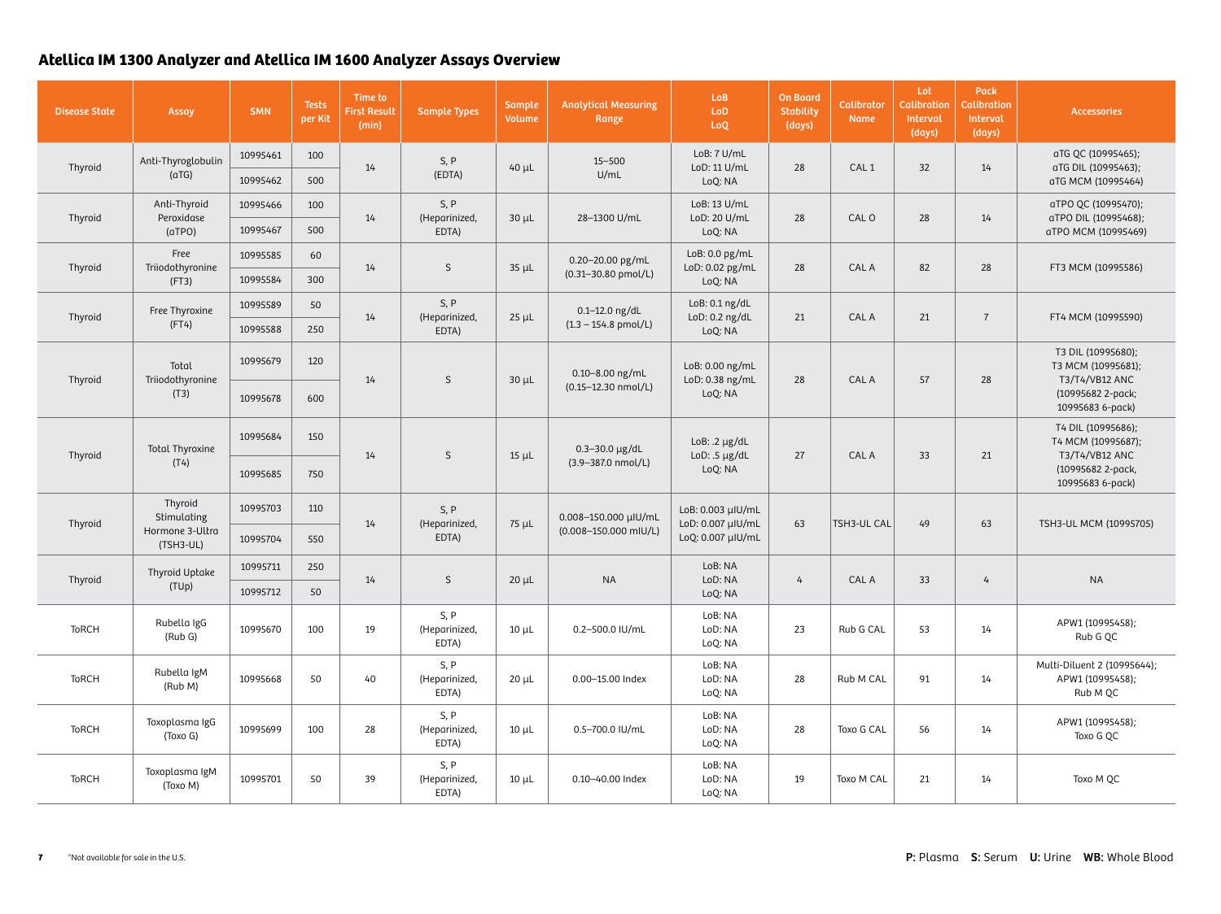## Atellica IM 1300 Analyzer and Atellica IM 1600 Analyzer Assays Overview

| Disease State | Assay | SMN | Tests per Kit | Time to First Result (min) | Sample Types | Sample Volume | Analytical Measuring Range | LoB LoD LoQ | On Board Stability (days) | Calibrator Name | Lot Calibration Interval (days) | Pack Calibration Interval (days) | Accessories |
|---|---|---|---|---|---|---|---|---|---|---|---|---|---|
| Thyroid | Anti-Thyroglobulin (aTG) | 10995461 | 100 | 14 | S, P (EDTA) | 40 µL | 15–500 U/mL | LoB: 7 U/mL LoD: 11 U/mL LoQ: NA | 28 | CAL 1 | 32 | 14 | aTG QC (10995465); aTG DIL (10995463); aTG MCM (10995464) |
| | | 10995462 | 500 | | | | | | | | | | |
| Thyroid | Anti-Thyroid Peroxidase (aTPO) | 10995466 | 100 | 14 | S, P (Heparinized, EDTA) | 30 µL | 28–1300 U/mL | LoB: 13 U/mL LoD: 20 U/mL LoQ: NA | 28 | CAL O | 28 | 14 | aTPO QC (10995470); aTPO DIL (10995468); aTPO MCM (10995469) |
| | | 10995467 | 500 | | | | | | | | | | |
| Thyroid | Free Triiodothyronine (FT3) | 10995585 | 60 | 14 | S | 35 µL | 0.20–20.00 pg/mL (0.31–30.80 pmol/L) | LoB: 0.0 pg/mL LoD: 0.02 pg/mL LoQ: NA | 28 | CAL A | 82 | 28 | FT3 MCM (10995586) |
| | | 10995584 | 300 | | | | | | | | | | |
| Thyroid | Free Thyroxine (FT4) | 10995589 | 50 | 14 | S, P (Heparinized, EDTA) | 25 µL | 0.1–12.0 ng/dL (1.3 – 154.8 pmol/L) | LoB: 0.1 ng/dL LoD: 0.2 ng/dL LoQ: NA | 21 | CAL A | 21 | 7 | FT4 MCM (10995590) |
| | | 10995588 | 250 | | | | | | | | | | |
| Thyroid | Total Triiodothyronine (T3) | 10995679 | 120 | 14 | S | 30 µL | 0.10–8.00 ng/mL (0.15–12.30 nmol/L) | LoB: 0.00 ng/mL LoD: 0.38 ng/mL LoQ: NA | 28 | CAL A | 57 | 28 | T3 DIL (10995680); T3 MCM (10995681); T3/T4/VB12 ANC (10995682 2-pack; 10995683 6-pack) |
| | | 10995678 | 600 | | | | | | | | | | |
| Thyroid | Total Thyroxine (T4) | 10995684 | 150 | 14 | S | 15 µL | 0.3–30.0 µg/dL (3.9–387.0 nmol/L) | LoB: .2 µg/dL LoD: .5 µg/dL LoQ: NA | 27 | CAL A | 33 | 21 | T4 DIL (10995686); T4 MCM (10995687); T3/T4/VB12 ANC (10995682 2-pack, 10995683 6-pack) |
| | | 10995685 | 750 | | | | | | | | | | |
| Thyroid | Thyroid Stimulating Hormone 3-Ultra (TSH3-UL) | 10995703 | 110 | 14 | S, P (Heparinized, EDTA) | 75 µL | 0.008–150.000 µIU/mL (0.008–150.000 mIU/L) | LoB: 0.003 µIU/mL LoD: 0.007 µIU/mL LoQ: 0.007 µIU/mL | 63 | TSH3-UL CAL | 49 | 63 | TSH3-UL MCM (10995705) |
| | | 10995704 | 550 | | | | | | | | | | |
| Thyroid | Thyroid Uptake (TUp) | 10995711 | 250 | 14 | S | 20 µL | NA | LoB: NA LoD: NA LoQ: NA | 4 | CAL A | 33 | 4 | NA |
| | | 10995712 | 50 | | | | | | | | | | |
| ToRCH | Rubella IgG (Rub G) | 10995670 | 100 | 19 | S, P (Heparinized, EDTA) | 10 µL | 0.2–500.0 IU/mL | LoB: NA LoD: NA LoQ: NA | 23 | Rub G CAL | 53 | 14 | APW1 (10995458); Rub G QC |
| ToRCH | Rubella IgM (Rub M) | 10995668 | 50 | 40 | S, P (Heparinized, EDTA) | 20 µL | 0.00–15.00 Index | LoB: NA LoD: NA LoQ: NA | 28 | Rub M CAL | 91 | 14 | Multi-Diluent 2 (10995644); APW1 (10995458); Rub M QC |
| ToRCH | Toxoplasma IgG (Toxo G) | 10995699 | 100 | 28 | S, P (Heparinized, EDTA) | 10 µL | 0.5–700.0 IU/mL | LoB: NA LoD: NA LoQ: NA | 28 | Toxo G CAL | 56 | 14 | APW1 (10995458); Toxo G QC |
| ToRCH | Toxoplasma IgM (Toxo M) | 10995701 | 50 | 39 | S, P (Heparinized, EDTA) | 10 µL | 0.10–40.00 Index | LoB: NA LoD: NA LoQ: NA | 19 | Toxo M CAL | 21 | 14 | Toxo M QC |

*Not available for sale in the U.S.

**P:** Plasma **S:** Serum **U:** Urine **WB:** Whole Blood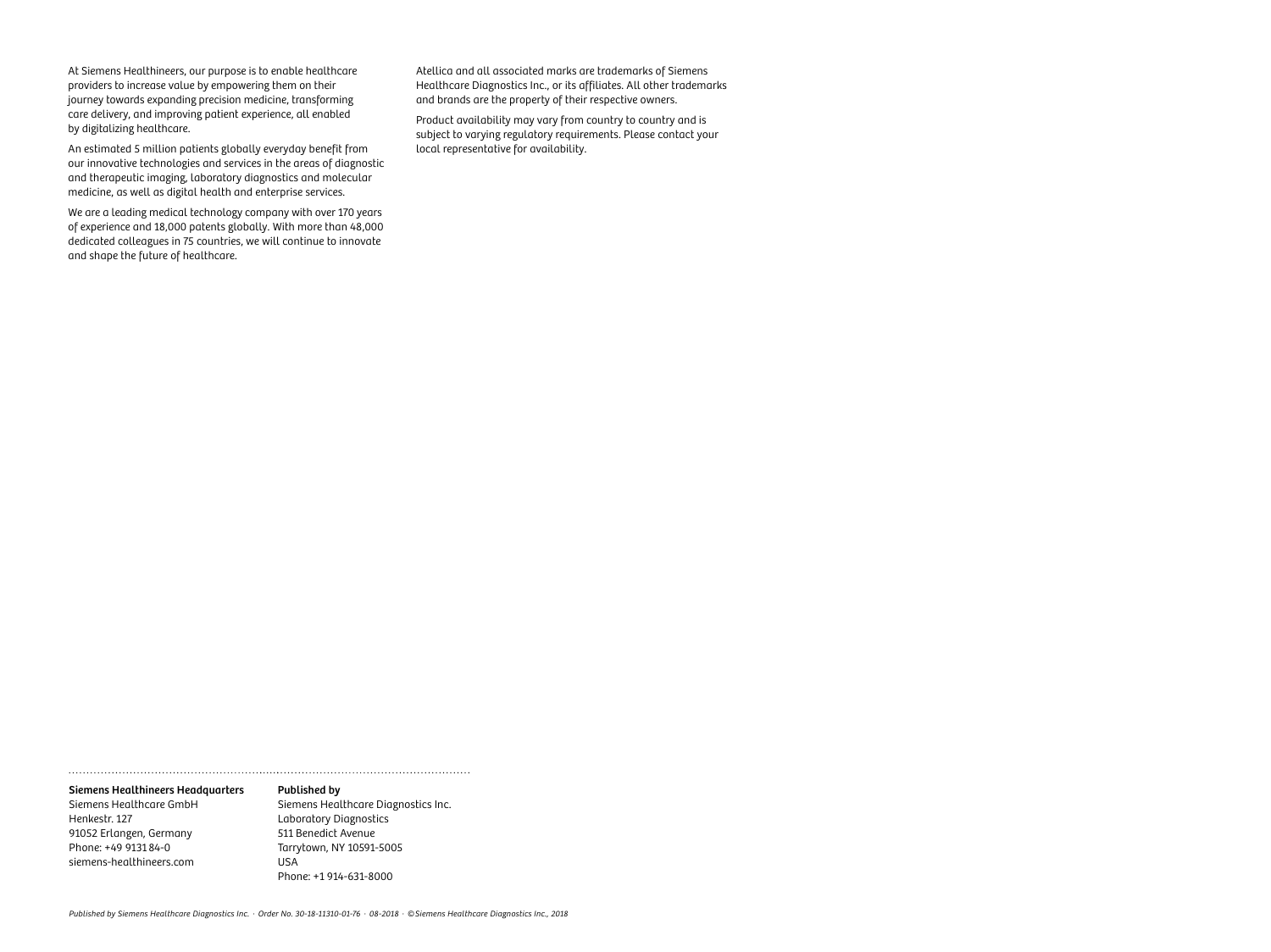At Siemens Healthineers, our purpose is to enable healthcare providers to increase value by empowering them on their journey towards expanding precision medicine, transforming care delivery, and improving patient experience, all enabled by digitalizing healthcare.

An estimated 5 million patients globally everyday benefit from our innovative technologies and services in the areas of diagnostic and therapeutic imaging, laboratory diagnostics and molecular medicine, as well as digital health and enterprise services.

We are a leading medical technology company with over 170 years of experience and 18,000 patents globally. With more than 48,000 dedicated colleagues in 75 countries, we will continue to innovate and shape the future of healthcare.

Atellica and all associated marks are trademarks of Siemens Healthcare Diagnostics Inc., or its affiliates. All other trademarks and brands are the property of their respective owners.

Product availability may vary from country to country and is subject to varying regulatory requirements. Please contact your local representative for availability.

**Siemens Healthineers Headquarters**
Siemens Healthcare GmbH
Henkestr. 127
91052 Erlangen, Germany
Phone: +49 9131 84-0
siemens-healthineers.com

**Published by**
Siemens Healthcare Diagnostics Inc.
Laboratory Diagnostics
511 Benedict Avenue
Tarrytown, NY 10591-5005
USA
Phone: +1 914-631-8000

*Published by Siemens Healthcare Diagnostics Inc. · Order No. 30-18-11310-01-76 · 08-2018 · © Siemens Healthcare Diagnostics Inc., 2018*